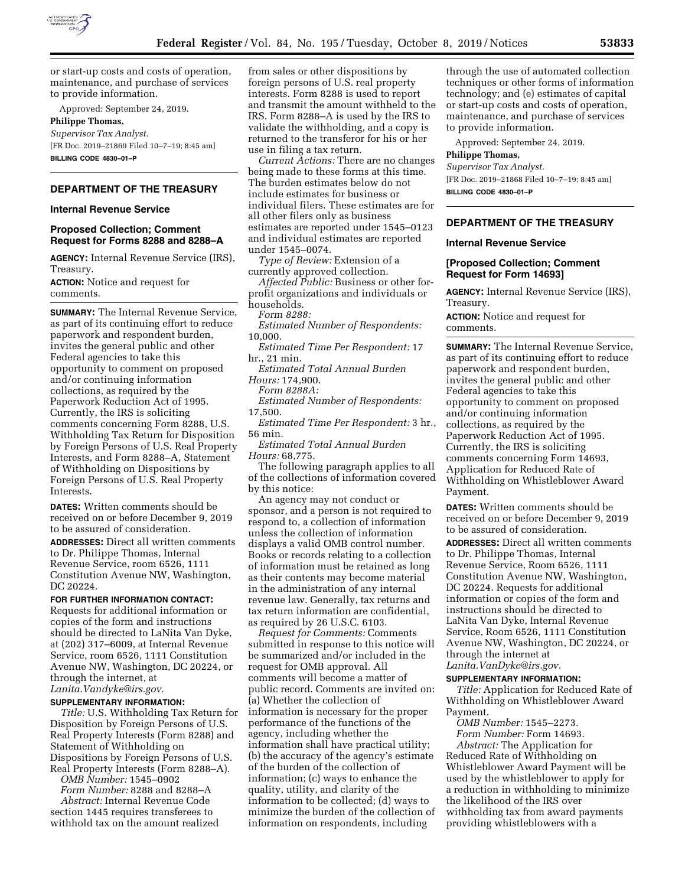or start-up costs and costs of operation, maintenance, and purchase of services to provide information.

Approved: September 24, 2019.

**Philippe Thomas,**

*Supervisor Tax Analyst.*

[FR Doc. 2019–21869 Filed 10–7–19; 8:45 am]

**BILLING CODE 4830–01–P**

## DEPARTMENT OF THE TREASURY

### Internal Revenue Service

### Proposed Collection; Comment Request for Forms 8288 and 8288–A

**AGENCY:** Internal Revenue Service (IRS), Treasury.

**ACTION:** Notice and request for comments.

**SUMMARY:** The Internal Revenue Service, as part of its continuing effort to reduce paperwork and respondent burden, invites the general public and other Federal agencies to take this opportunity to comment on proposed and/or continuing information collections, as required by the Paperwork Reduction Act of 1995. Currently, the IRS is soliciting comments concerning Form 8288, U.S. Withholding Tax Return for Disposition by Foreign Persons of U.S. Real Property Interests, and Form 8288–A, Statement of Withholding on Dispositions by Foreign Persons of U.S. Real Property Interests.

**DATES:** Written comments should be received on or before December 9, 2019 to be assured of consideration.

**ADDRESSES:** Direct all written comments to Dr. Philippe Thomas, Internal Revenue Service, room 6526, 1111 Constitution Avenue NW, Washington, DC 20224.

**FOR FURTHER INFORMATION CONTACT:** Requests for additional information or copies of the form and instructions should be directed to LaNita Van Dyke, at (202) 317–6009, at Internal Revenue Service, room 6526, 1111 Constitution Avenue NW, Washington, DC 20224, or through the internet, at *Lanita.Vandyke@irs.gov.*

**SUPPLEMENTARY INFORMATION:**

*Title:* U.S. Withholding Tax Return for Disposition by Foreign Persons of U.S. Real Property Interests (Form 8288) and Statement of Withholding on Dispositions by Foreign Persons of U.S. Real Property Interests (Form 8288–A).

*OMB Number:* 1545–0902

*Form Number:* 8288 and 8288–A

*Abstract:* Internal Revenue Code section 1445 requires transferees to withhold tax on the amount realized from sales or other dispositions by foreign persons of U.S. real property interests. Form 8288 is used to report and transmit the amount withheld to the IRS. Form 8288–A is used by the IRS to validate the withholding, and a copy is returned to the transferor for his or her use in filing a tax return.

*Current Actions:* There are no changes being made to these forms at this time. The burden estimates below do not include estimates for business or individual filers. These estimates are for all other filers only as business estimates are reported under 1545–0123 and individual estimates are reported under 1545–0074.

*Type of Review:* Extension of a currently approved collection.

*Affected Public:* Business or other for-profit organizations and individuals or households.

*Form 8288:*

*Estimated Number of Respondents:* 10,000.

*Estimated Time Per Respondent:* 17 hr., 21 min.

*Estimated Total Annual Burden Hours:* 174,900.

*Form 8288A:*

*Estimated Number of Respondents:* 17,500.

*Estimated Time Per Respondent:* 3 hr., 56 min.

*Estimated Total Annual Burden Hours:* 68,775.

The following paragraph applies to all of the collections of information covered by this notice:

An agency may not conduct or sponsor, and a person is not required to respond to, a collection of information unless the collection of information displays a valid OMB control number. Books or records relating to a collection of information must be retained as long as their contents may become material in the administration of any internal revenue law. Generally, tax returns and tax return information are confidential, as required by 26 U.S.C. 6103.

*Request for Comments:* Comments submitted in response to this notice will be summarized and/or included in the request for OMB approval. All comments will become a matter of public record. Comments are invited on: (a) Whether the collection of information is necessary for the proper performance of the functions of the agency, including whether the information shall have practical utility; (b) the accuracy of the agency's estimate of the burden of the collection of information; (c) ways to enhance the quality, utility, and clarity of the information to be collected; (d) ways to minimize the burden of the collection of information on respondents, including through the use of automated collection techniques or other forms of information technology; and (e) estimates of capital or start-up costs and costs of operation, maintenance, and purchase of services to provide information.

Approved: September 24, 2019.

**Philippe Thomas,**

*Supervisor Tax Analyst.*

[FR Doc. 2019–21868 Filed 10–7–19; 8:45 am]

**BILLING CODE 4830–01–P**

## DEPARTMENT OF THE TREASURY

### Internal Revenue Service

### [Proposed Collection; Comment Request for Form 14693]

**AGENCY:** Internal Revenue Service (IRS), Treasury.

**ACTION:** Notice and request for comments.

**SUMMARY:** The Internal Revenue Service, as part of its continuing effort to reduce paperwork and respondent burden, invites the general public and other Federal agencies to take this opportunity to comment on proposed and/or continuing information collections, as required by the Paperwork Reduction Act of 1995. Currently, the IRS is soliciting comments concerning Form 14693, Application for Reduced Rate of Withholding on Whistleblower Award Payment.

**DATES:** Written comments should be received on or before December 9, 2019 to be assured of consideration.

**ADDRESSES:** Direct all written comments to Dr. Philippe Thomas, Internal Revenue Service, Room 6526, 1111 Constitution Avenue NW, Washington, DC 20224. Requests for additional information or copies of the form and instructions should be directed to LaNita Van Dyke, Internal Revenue Service, Room 6526, 1111 Constitution Avenue NW, Washington, DC 20224, or through the internet at *Lanita.VanDyke@irs.gov.*

**SUPPLEMENTARY INFORMATION:**

*Title:* Application for Reduced Rate of Withholding on Whistleblower Award Payment.

*OMB Number:* 1545–2273.

*Form Number:* Form 14693.

*Abstract:* The Application for Reduced Rate of Withholding on Whistleblower Award Payment will be used by the whistleblower to apply for a reduction in withholding to minimize the likelihood of the IRS over withholding tax from award payments providing whistleblowers with a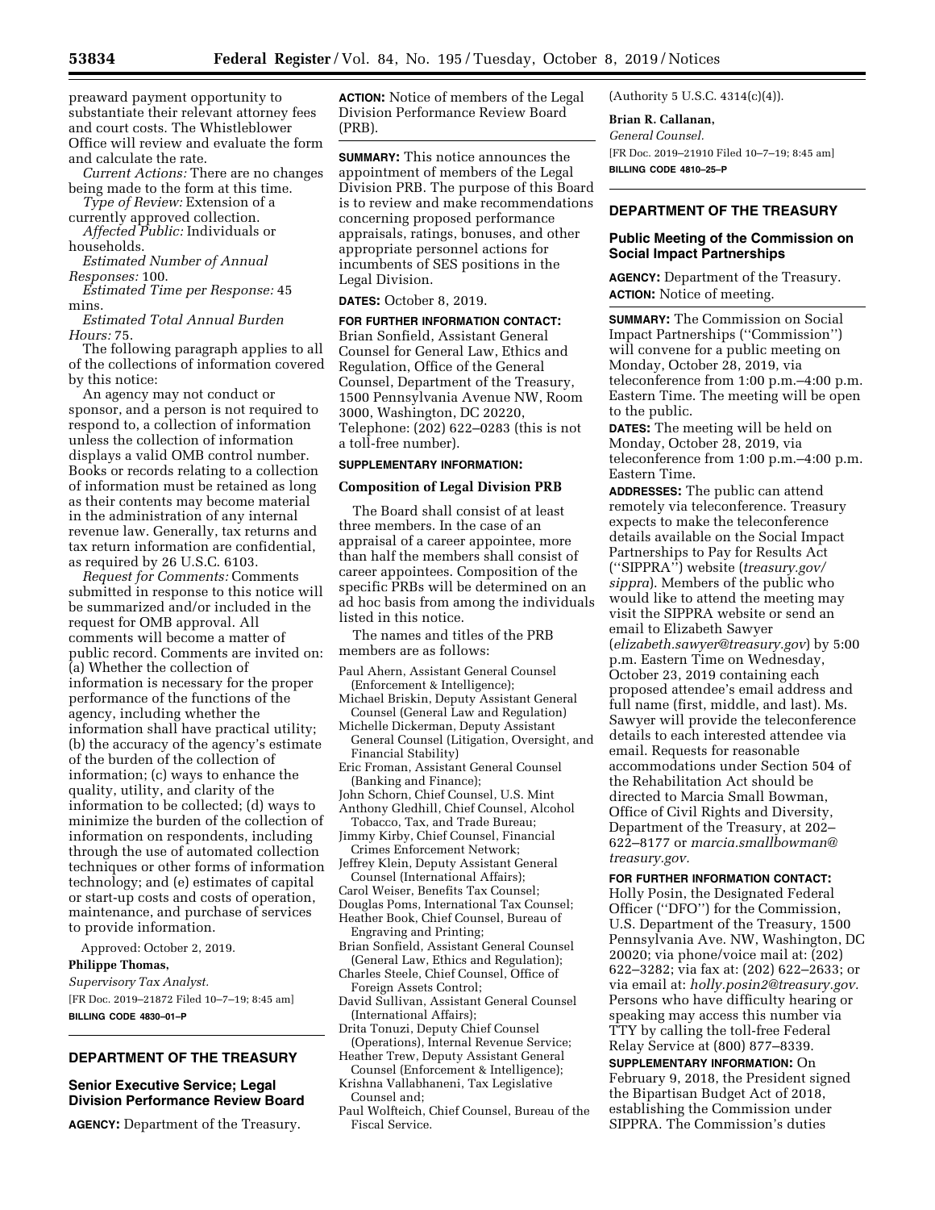preaward payment opportunity to substantiate their relevant attorney fees and court costs. The Whistleblower Office will review and evaluate the form and calculate the rate.

*Current Actions:* There are no changes being made to the form at this time.

*Type of Review:* Extension of a currently approved collection.

*Affected Public:* Individuals or households.

*Estimated Number of Annual Responses:* 100.

*Estimated Time per Response:* 45 mins.

*Estimated Total Annual Burden Hours:* 75.

The following paragraph applies to all of the collections of information covered by this notice:

An agency may not conduct or sponsor, and a person is not required to respond to, a collection of information unless the collection of information displays a valid OMB control number. Books or records relating to a collection of information must be retained as long as their contents may become material in the administration of any internal revenue law. Generally, tax returns and tax return information are confidential, as required by 26 U.S.C. 6103.

*Request for Comments:* Comments submitted in response to this notice will be summarized and/or included in the request for OMB approval. All comments will become a matter of public record. Comments are invited on: (a) Whether the collection of information is necessary for the proper performance of the functions of the agency, including whether the information shall have practical utility; (b) the accuracy of the agency's estimate of the burden of the collection of information; (c) ways to enhance the quality, utility, and clarity of the information to be collected; (d) ways to minimize the burden of the collection of information on respondents, including through the use of automated collection techniques or other forms of information technology; and (e) estimates of capital or start-up costs and costs of operation, maintenance, and purchase of services to provide information.

Approved: October 2, 2019.

**Philippe Thomas,**

*Supervisory Tax Analyst.*

[FR Doc. 2019–21872 Filed 10–7–19; 8:45 am]

**BILLING CODE 4830–01–P**

## DEPARTMENT OF THE TREASURY

### Senior Executive Service; Legal Division Performance Review Board

**AGENCY:** Department of the Treasury.

**ACTION:** Notice of members of the Legal Division Performance Review Board (PRB).

**SUMMARY:** This notice announces the appointment of members of the Legal Division PRB. The purpose of this Board is to review and make recommendations concerning proposed performance appraisals, ratings, bonuses, and other appropriate personnel actions for incumbents of SES positions in the Legal Division.

**DATES:** October 8, 2019.

**FOR FURTHER INFORMATION CONTACT:** Brian Sonfield, Assistant General Counsel for General Law, Ethics and Regulation, Office of the General Counsel, Department of the Treasury, 1500 Pennsylvania Avenue NW, Room 3000, Washington, DC 20220, Telephone: (202) 622–0283 (this is not a toll-free number).

**SUPPLEMENTARY INFORMATION:**

**Composition of Legal Division PRB**

The Board shall consist of at least three members. In the case of an appraisal of a career appointee, more than half the members shall consist of career appointees. Composition of the specific PRBs will be determined on an ad hoc basis from among the individuals listed in this notice.

The names and titles of the PRB members are as follows:

Paul Ahern, Assistant General Counsel (Enforcement & Intelligence);
Michael Briskin, Deputy Assistant General Counsel (General Law and Regulation)
Michelle Dickerman, Deputy Assistant General Counsel (Litigation, Oversight, and Financial Stability)
Eric Froman, Assistant General Counsel (Banking and Finance);
John Schorn, Chief Counsel, U.S. Mint
Anthony Gledhill, Chief Counsel, Alcohol Tobacco, Tax, and Trade Bureau;
Jimmy Kirby, Chief Counsel, Financial Crimes Enforcement Network;
Jeffrey Klein, Deputy Assistant General Counsel (International Affairs);
Carol Weiser, Benefits Tax Counsel;
Douglas Poms, International Tax Counsel;
Heather Book, Chief Counsel, Bureau of Engraving and Printing;
Brian Sonfield, Assistant General Counsel (General Law, Ethics and Regulation);
Charles Steele, Chief Counsel, Office of Foreign Assets Control;
David Sullivan, Assistant General Counsel (International Affairs);
Drita Tonuzi, Deputy Chief Counsel (Operations), Internal Revenue Service;
Heather Trew, Deputy Assistant General Counsel (Enforcement & Intelligence);
Krishna Vallabhaneni, Tax Legislative Counsel and;
Paul Wolfteich, Chief Counsel, Bureau of the Fiscal Service.

(Authority 5 U.S.C. 4314(c)(4)).

**Brian R. Callanan,**

*General Counsel.*

[FR Doc. 2019–21910 Filed 10–7–19; 8:45 am]

**BILLING CODE 4810–25–P**

## DEPARTMENT OF THE TREASURY

### Public Meeting of the Commission on Social Impact Partnerships

**AGENCY:** Department of the Treasury.

**ACTION:** Notice of meeting.

**SUMMARY:** The Commission on Social Impact Partnerships (''Commission'') will convene for a public meeting on Monday, October 28, 2019, via teleconference from 1:00 p.m.–4:00 p.m. Eastern Time. The meeting will be open to the public.

**DATES:** The meeting will be held on Monday, October 28, 2019, via teleconference from 1:00 p.m.–4:00 p.m. Eastern Time.

**ADDRESSES:** The public can attend remotely via teleconference. Treasury expects to make the teleconference details available on the Social Impact Partnerships to Pay for Results Act (''SIPPRA'') website (*treasury.gov/sippra*). Members of the public who would like to attend the meeting may visit the SIPPRA website or send an email to Elizabeth Sawyer (*elizabeth.sawyer@treasury.gov*) by 5:00 p.m. Eastern Time on Wednesday, October 23, 2019 containing each proposed attendee's email address and full name (first, middle, and last). Ms. Sawyer will provide the teleconference details to each interested attendee via email. Requests for reasonable accommodations under Section 504 of the Rehabilitation Act should be directed to Marcia Small Bowman, Office of Civil Rights and Diversity, Department of the Treasury, at 202–622–8177 or *marcia.smallbowman@treasury.gov.*

**FOR FURTHER INFORMATION CONTACT:** Holly Posin, the Designated Federal Officer (''DFO'') for the Commission, U.S. Department of the Treasury, 1500 Pennsylvania Ave. NW, Washington, DC 20020; via phone/voice mail at: (202) 622–3282; via fax at: (202) 622–2633; or via email at: *holly.posin2@treasury.gov.* Persons who have difficulty hearing or speaking may access this number via TTY by calling the toll-free Federal Relay Service at (800) 877–8339.

**SUPPLEMENTARY INFORMATION:** On February 9, 2018, the President signed the Bipartisan Budget Act of 2018, establishing the Commission under SIPPRA. The Commission's duties